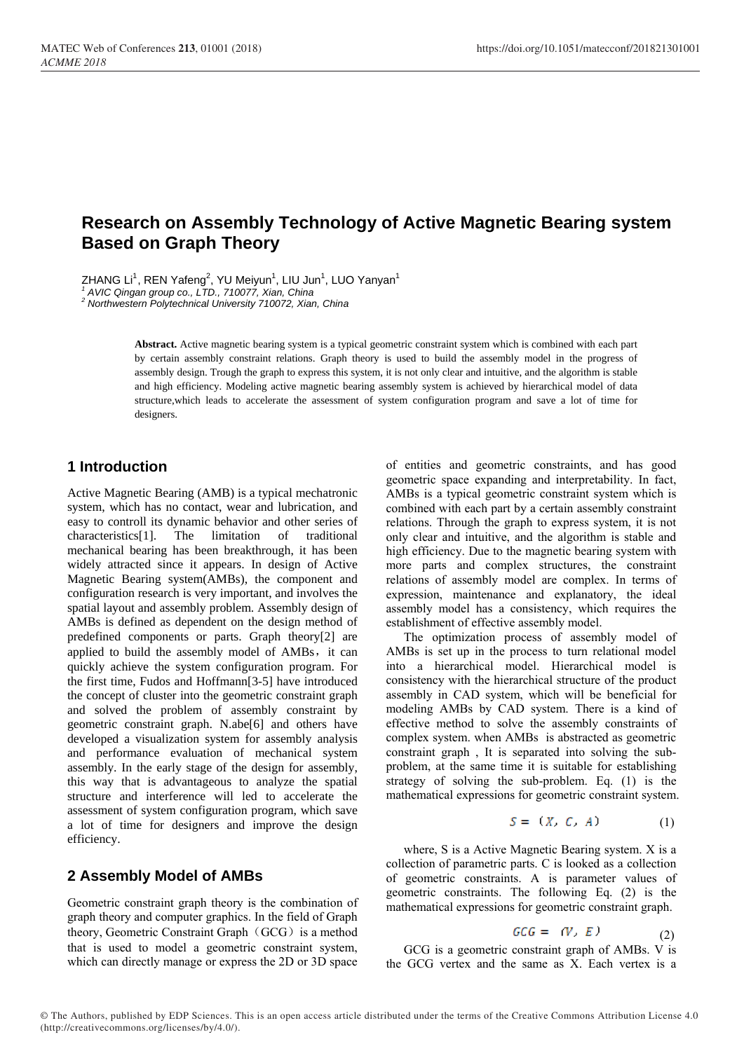# Research on Assembly Technology of Active Magnetic Bearing system Based on Graph Theory

ZHANG Li[1], REN Yafeng[2], YU Meiyun[1], LIU Jun[1], LUO Yanyan[1]

[1] *AVIC Qingan group co., LTD., 710077, Xian, China*

[2] *Northwestern Polytechnical University 710072, Xian, China*

**Abstract.** Active magnetic bearing system is a typical geometric constraint system which is combined with each part by certain assembly constraint relations. Graph theory is used to build the assembly model in the progress of assembly design. Trough the graph to express this system, it is not only clear and intuitive, and the algorithm is stable and high efficiency. Modeling active magnetic bearing assembly system is achieved by hierarchical model of data structure,which leads to accelerate the assessment of system configuration program and save a lot of time for designers.

## 1 Introduction

Active Magnetic Bearing (AMB) is a typical mechatronic system, which has no contact, wear and lubrication, and easy to controll its dynamic behavior and other series of characteristics[1]. The limitation of traditional mechanical bearing has been breakthrough, it has been widely attracted since it appears. In design of Active Magnetic Bearing system(AMBs), the component and configuration research is very important, and involves the spatial layout and assembly problem. Assembly design of AMBs is defined as dependent on the design method of predefined components or parts. Graph theory[2] are applied to build the assembly model of AMBs，it can quickly achieve the system configuration program. For the first time, Fudos and Hoffmann[3-5] have introduced the concept of cluster into the geometric constraint graph and solved the problem of assembly constraint by geometric constraint graph. N.abe[6] and others have developed a visualization system for assembly analysis and performance evaluation of mechanical system assembly. In the early stage of the design for assembly, this way that is advantageous to analyze the spatial structure and interference will led to accelerate the assessment of system configuration program, which save a lot of time for designers and improve the design efficiency.

## 2 Assembly Model of AMBs

Geometric constraint graph theory is the combination of graph theory and computer graphics. In the field of Graph theory, Geometric Constraint Graph（GCG）is a method that is used to model a geometric constraint system, which can directly manage or express the 2D or 3D space of entities and geometric constraints, and has good geometric space expanding and interpretability. In fact, AMBs is a typical geometric constraint system which is combined with each part by a certain assembly constraint relations. Through the graph to express system, it is not only clear and intuitive, and the algorithm is stable and high efficiency. Due to the magnetic bearing system with more parts and complex structures, the constraint relations of assembly model are complex. In terms of expression, maintenance and explanatory, the ideal assembly model has a consistency, which requires the establishment of effective assembly model.

The optimization process of assembly model of AMBs is set up in the process to turn relational model into a hierarchical model. Hierarchical model is consistency with the hierarchical structure of the product assembly in CAD system, which will be beneficial for modeling AMBs by CAD system. There is a kind of effective method to solve the assembly constraints of complex system. when AMBs is abstracted as geometric constraint graph , It is separated into solving the sub-problem, at the same time it is suitable for establishing strategy of solving the sub-problem. Eq. (1) is the mathematical expressions for geometric constraint system.

$$S = (X, C, A) \tag{1}$$

where, S is a Active Magnetic Bearing system. X is a collection of parametric parts. C is looked as a collection of geometric constraints. A is parameter values of geometric constraints. The following Eq. (2) is the mathematical expressions for geometric constraint graph.

$$GCG = (V, E) \tag{2}$$

GCG is a geometric constraint graph of AMBs. V is the GCG vertex and the same as X. Each vertex is a

© The Authors, published by EDP Sciences. This is an open access article distributed under the terms of the Creative Commons Attribution License 4.0 (http://creativecommons.org/licenses/by/4.0/).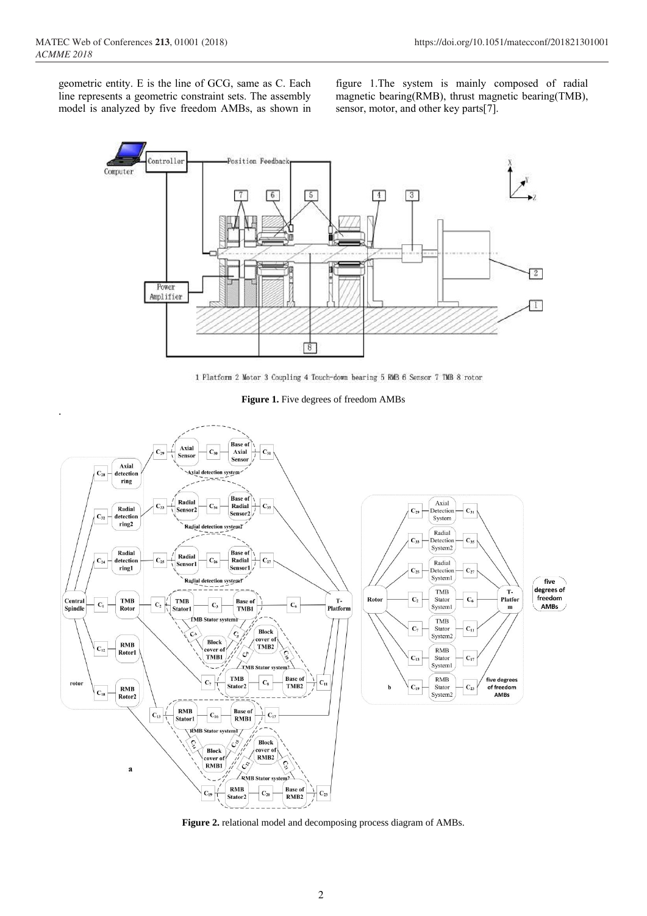geometric entity. E is the line of GCG, same as C. Each line represents a geometric constraint sets. The assembly model is analyzed by five freedom AMBs, as shown in figure 1.The system is mainly composed of radial magnetic bearing(RMB), thrust magnetic bearing(TMB), sensor, motor, and other key parts[7].

1 Platform 2 Motor 3 Coupling 4 Touch-down bearing 5 RMB 6 Sensor 7 TMB 8 rotor

**Figure 1.** Five degrees of freedom AMBs

**Figure 2.** relational model and decomposing process diagram of AMBs.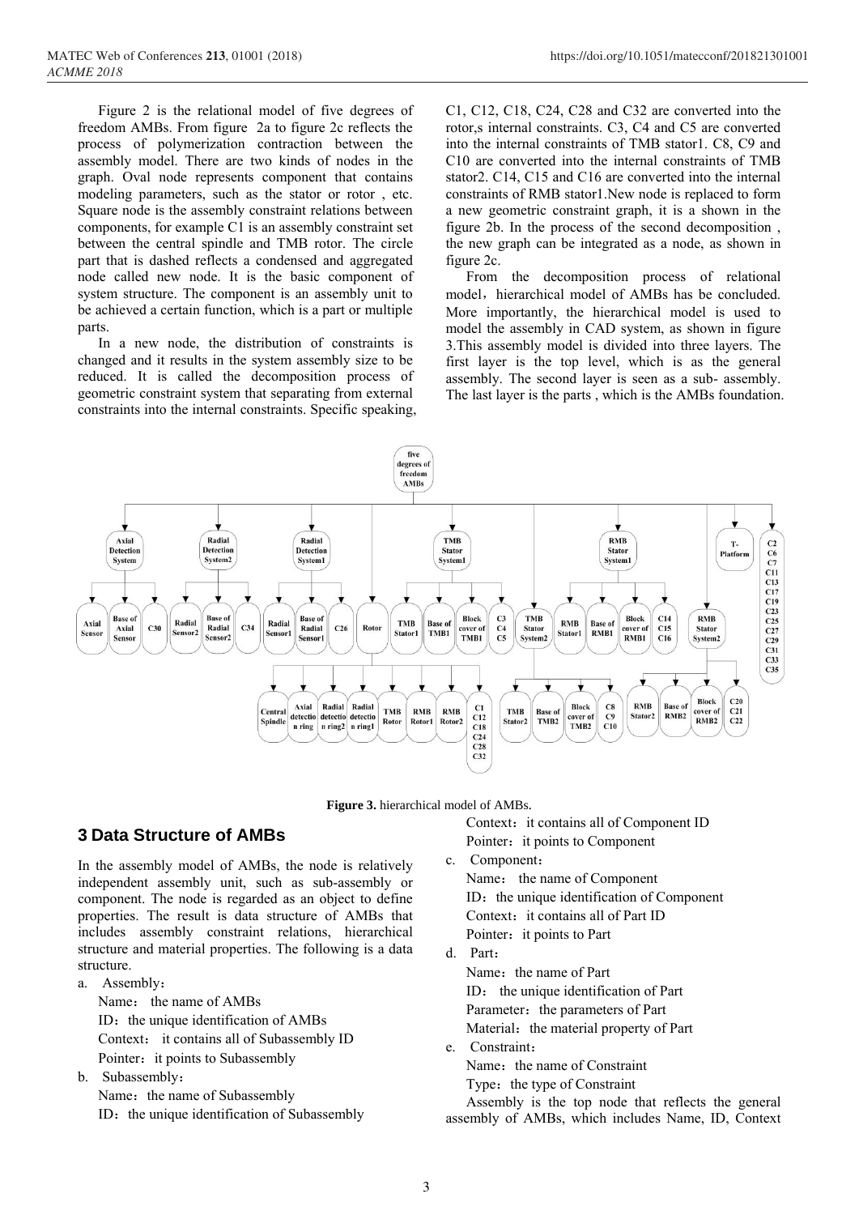Figure 2 is the relational model of five degrees of freedom AMBs. From figure 2a to figure 2c reflects the process of polymerization contraction between the assembly model. There are two kinds of nodes in the graph. Oval node represents component that contains modeling parameters, such as the stator or rotor , etc. Square node is the assembly constraint relations between components, for example C1 is an assembly constraint set between the central spindle and TMB rotor. The circle part that is dashed reflects a condensed and aggregated node called new node. It is the basic component of system structure. The component is an assembly unit to be achieved a certain function, which is a part or multiple parts.

In a new node, the distribution of constraints is changed and it results in the system assembly size to be reduced. It is called the decomposition process of geometric constraint system that separating from external constraints into the internal constraints. Specific speaking, C1, C12, C18, C24, C28 and C32 are converted into the rotor,s internal constraints. C3, C4 and C5 are converted into the internal constraints of TMB stator1. C8, C9 and C10 are converted into the internal constraints of TMB stator2. C14, C15 and C16 are converted into the internal constraints of RMB stator1.New node is replaced to form a new geometric constraint graph, it is a shown in the figure 2b. In the process of the second decomposition , the new graph can be integrated as a node, as shown in figure 2c.

From the decomposition process of relational model，hierarchical model of AMBs has be concluded. More importantly, the hierarchical model is used to model the assembly in CAD system, as shown in figure 3.This assembly model is divided into three layers. The first layer is the top level, which is as the general assembly. The second layer is seen as a sub- assembly. The last layer is the parts , which is the AMBs foundation.

**Figure 3.** hierarchical model of AMBs.

## 3 Data Structure of AMBs

In the assembly model of AMBs, the node is relatively independent assembly unit, such as sub-assembly or component. The node is regarded as an object to define properties. The result is data structure of AMBs that includes assembly constraint relations, hierarchical structure and material properties. The following is a data structure.

a. Assembly：
   - Name： the name of AMBs
   - ID：the unique identification of AMBs
   - Context： it contains all of Subassembly ID
   - Pointer：it points to Subassembly

b. Subassembly：
   - Name：the name of Subassembly
   - ID：the unique identification of Subassembly
   - Context：it contains all of Component ID
   - Pointer：it points to Component

c. Component：
   - Name： the name of Component
   - ID：the unique identification of Component
   - Context：it contains all of Part ID
   - Pointer：it points to Part

d. Part：
   - Name：the name of Part
   - ID： the unique identification of Part
   - Parameter：the parameters of Part
   - Material：the material property of Part

e. Constraint：
   - Name：the name of Constraint
   - Type：the type of Constraint

Assembly is the top node that reflects the general assembly of AMBs, which includes Name, ID, Context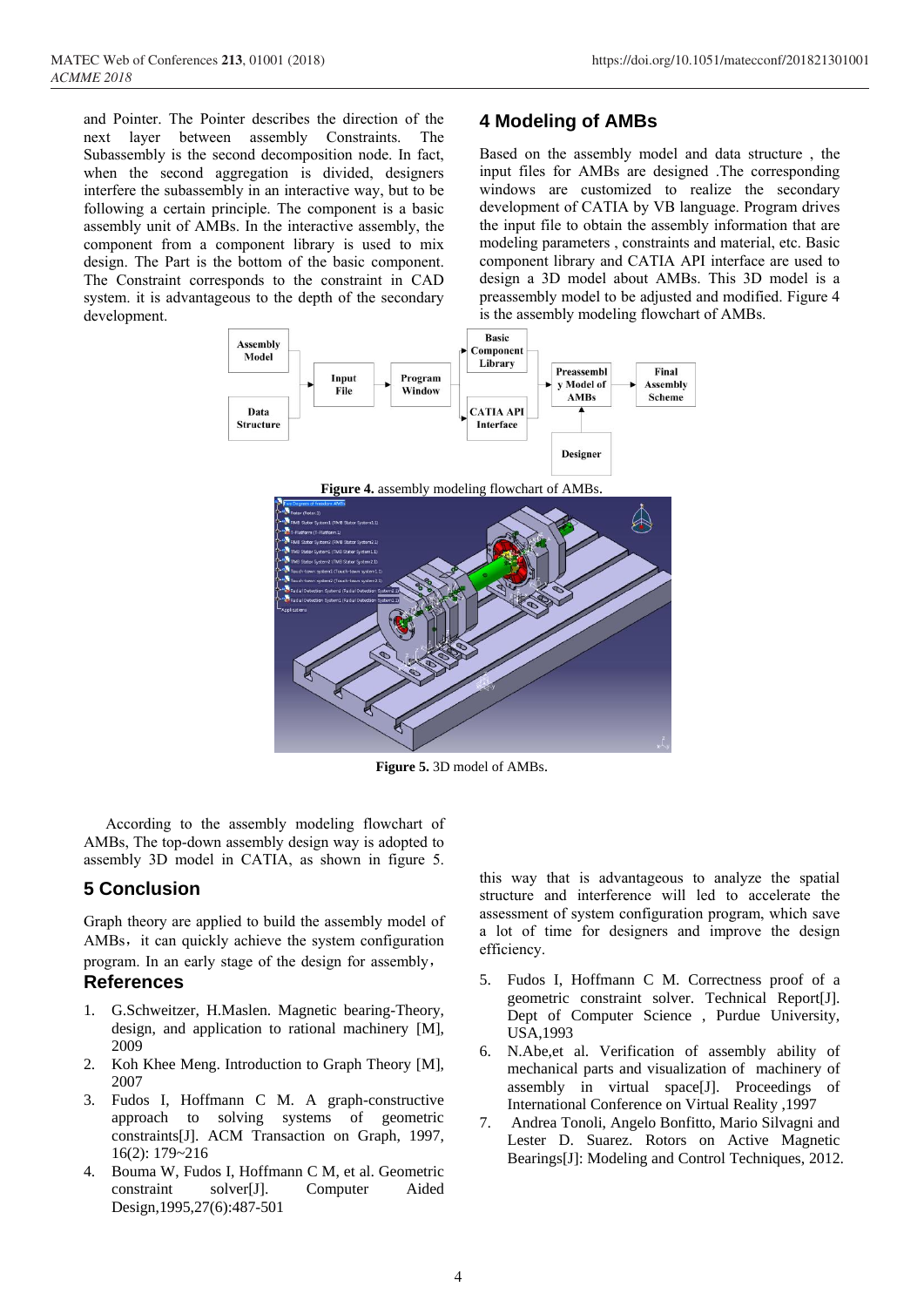and Pointer. The Pointer describes the direction of the next layer between assembly Constraints. The Subassembly is the second decomposition node. In fact, when the second aggregation is divided, designers interfere the subassembly in an interactive way, but to be following a certain principle. The component is a basic assembly unit of AMBs. In the interactive assembly, the component from a component library is used to mix design. The Part is the bottom of the basic component. The Constraint corresponds to the constraint in CAD system. it is advantageous to the depth of the secondary development.

## 4 Modeling of AMBs

Based on the assembly model and data structure , the input files for AMBs are designed .The corresponding windows are customized to realize the secondary development of CATIA by VB language. Program drives the input file to obtain the assembly information that are modeling parameters , constraints and material, etc. Basic component library and CATIA API interface are used to design a 3D model about AMBs. This 3D model is a preassembly model to be adjusted and modified. Figure 4 is the assembly modeling flowchart of AMBs.

Assembly Model
Data Structure
Input File
Program Window
Basic Component Library
CATIA API Interface
Preassembly Model of AMBs
Final Assembly Scheme
Designer

**Figure 4.** assembly modeling flowchart of AMBs.

**Figure 5.** 3D model of AMBs.

According to the assembly modeling flowchart of AMBs, The top-down assembly design way is adopted to assembly 3D model in CATIA, as shown in figure 5.

## 5 Conclusion

Graph theory are applied to build the assembly model of AMBs，it can quickly achieve the system configuration program. In an early stage of the design for assembly，this way that is advantageous to analyze the spatial structure and interference will led to accelerate the assessment of system configuration program, which save a lot of time for designers and improve the design efficiency.

## References

1. G.Schweitzer, H.Maslen. Magnetic bearing-Theory, design, and application to rational machinery [M], 2009
2. Koh Khee Meng. Introduction to Graph Theory [M], 2007
3. Fudos I, Hoffmann C M. A graph-constructive approach to solving systems of geometric constraints[J]. ACM Transaction on Graph, 1997, 16(2): 179~216
4. Bouma W, Fudos I, Hoffmann C M, et al. Geometric constraint solver[J]. Computer Aided Design,1995,27(6):487-501
5. Fudos I, Hoffmann C M. Correctness proof of a geometric constraint solver. Technical Report[J]. Dept of Computer Science , Purdue University, USA,1993
6. N.Abe,et al. Verification of assembly ability of mechanical parts and visualization of machinery of assembly in virtual space[J]. Proceedings of International Conference on Virtual Reality ,1997
7. Andrea Tonoli, Angelo Bonfitto, Mario Silvagni and Lester D. Suarez. Rotors on Active Magnetic Bearings[J]: Modeling and Control Techniques, 2012.